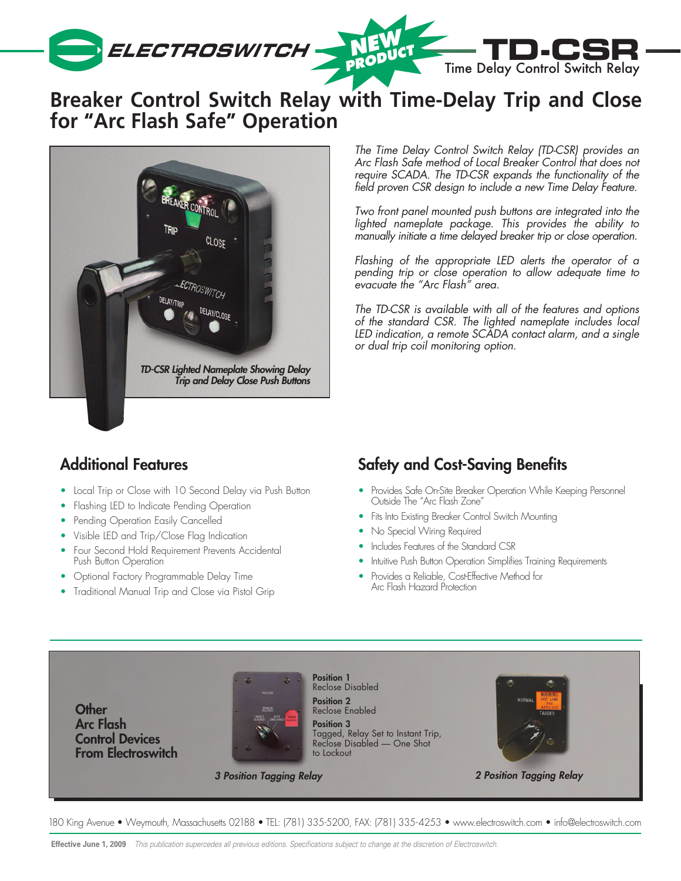ELECTROSWITCH

NEW PRODUCT

# TD-CSR

Time Delay Control Switch Relay

## Breaker Control Switch Relay with Time-Delay Trip and Close for "Arc Flash Safe" Operation

*TD-CSR Lighted Nameplate Showing Delay Trip and Delay Close Push Buttons*

*The Time Delay Control Switch Relay (TD-CSR) provides an Arc Flash Safe method of Local Breaker Control that does not require SCADA. The TD-CSR expands the functionality of the field proven CSR design to include a new Time Delay Feature.*

*Two front panel mounted push buttons are integrated into the lighted nameplate package. This provides the ability to manually initiate a time delayed breaker trip or close operation.*

*Flashing of the appropriate LED alerts the operator of a pending trip or close operation to allow adequate time to evacuate the "Arc Flash" area.*

*The TD-CSR is available with all of the features and options of the standard CSR. The lighted nameplate includes local LED indication, a remote SCADA contact alarm, and a single or dual trip coil monitoring option.*

### Additional Features

- Local Trip or Close with 10 Second Delay via Push Button
- Flashing LED to Indicate Pending Operation
- Pending Operation Easily Cancelled
- Visible LED and Trip/Close Flag Indication
- Four Second Hold Requirement Prevents Accidental Push Button Operation
- Optional Factory Programmable Delay Time
- Traditional Manual Trip and Close via Pistol Grip

### Safety and Cost-Saving Benefits

- Provides Safe On-Site Breaker Operation While Keeping Personnel Outside The "Arc Flash Zone"
- Fits Into Existing Breaker Control Switch Mounting
- No Special Wiring Required
- Includes Features of the Standard CSR
- Intuitive Push Button Operation Simplifies Training Requirements
- Provides a Reliable, Cost-Effective Method for Arc Flash Hazard Protection

### Other Arc Flash Control Devices From Electroswitch

**Position 1**
Reclose Disabled

**Position 2**
Reclose Enabled

**Position 3**
Tagged, Relay Set to Instant Trip, Reclose Disabled — One Shot to Lockout

*3 Position Tagging Relay*

*2 Position Tagging Relay*

180 King Avenue • Weymouth, Massachusetts 02188 • TEL: (781) 335-5200, FAX: (781) 335-4253 • www.electroswitch.com • info@electroswitch.com

**Effective June 1, 2009** *This publication supercedes all previous editions. Specifications subject to change at the discretion of Electroswitch.*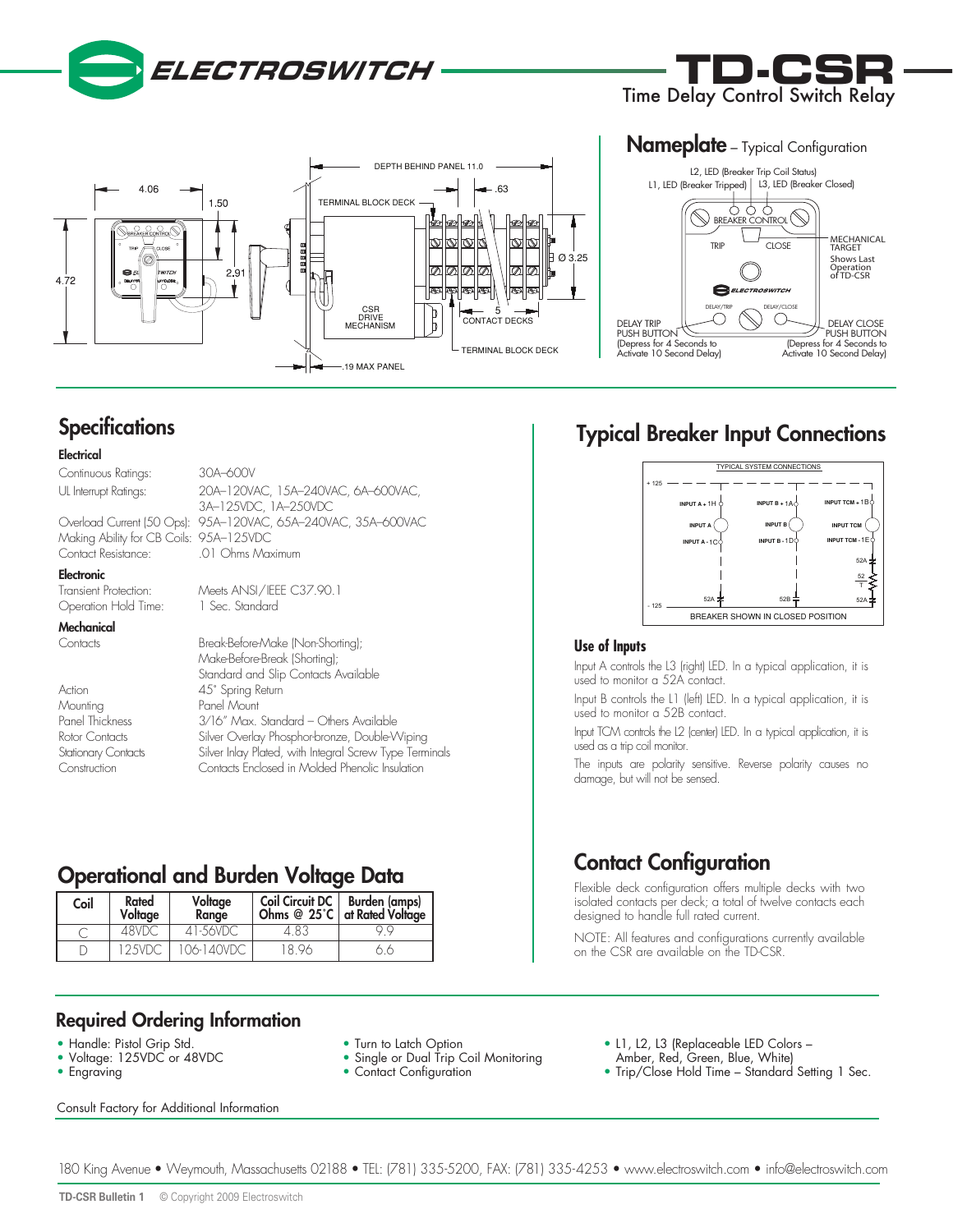# ELECTROSWITCH

# TD-CSR

Time Delay Control Switch Relay

DEPTH BEHIND PANEL 11.0

4.06

1.50

.63

TERMINAL BLOCK DECK

Ø 3.25

4.72

2.91

CSR DRIVE MECHANISM

5 CONTACT DECKS

TERMINAL BLOCK DECK

.19 MAX PANEL

## Nameplate – Typical Configuration

L2, LED (Breaker Trip Coil Status)

L1, LED (Breaker Tripped)

L3, LED (Breaker Closed)

BREAKER CONTROL

TRIP

CLOSE

MECHANICAL TARGET
Shows Last Operation of TD-CSR

DELAY/TRIP

DELAY/CLOSE

DELAY TRIP PUSH BUTTON
(Depress for 4 Seconds to Activate 10 Second Delay)

DELAY CLOSE PUSH BUTTON
(Depress for 4 Seconds to Activate 10 Second Delay)

## Specifications

### Electrical

| | |
|---|---|
| Continuous Ratings: | 30A–600V |
| UL Interrupt Ratings: | 20A–120VAC, 15A–240VAC, 6A–600VAC, 3A–125VDC, 1A–250VDC |
| Overload Current (50 Ops): | 95A–120VAC, 65A–240VAC, 35A–600VAC |
| Making Ability for CB Coils: | 95A–125VDC |
| Contact Resistance: | .01 Ohms Maximum |

### Electronic

| | |
|---|---|
| Transient Protection: | Meets ANSI/IEEE C37.90.1 |
| Operation Hold Time: | 1 Sec. Standard |

### Mechanical

| | |
|---|---|
| Contacts | Break-Before-Make (Non-Shorting); Make-Before-Break (Shorting); Standard and Slip Contacts Available |
| Action | 45° Spring Return |
| Mounting | Panel Mount |
| Panel Thickness | 3/16" Max. Standard – Others Available |
| Rotor Contacts | Silver Overlay Phosphor-bronze, Double-Wiping |
| Stationary Contacts | Silver Inlay Plated, with Integral Screw Type Terminals |
| Construction | Contacts Enclosed in Molded Phenolic Insulation |

## Operational and Burden Voltage Data

| Coil | Rated Voltage | Voltage Range | Coil Circuit DC Ohms @ 25°C | Burden (amps) at Rated Voltage |
|---|---|---|---|---|
| C | 48VDC | 41-56VDC | 4.83 | 9.9 |
| D | 125VDC | 106-140VDC | 18.96 | 6.6 |

## Typical Breaker Input Connections

TYPICAL SYSTEM CONNECTIONS

+125

INPUT A +1H

INPUT B +1A

INPUT TCM +1B

INPUT A

INPUT B

INPUT TCM

INPUT A -1C

INPUT B -1D

INPUT TCM -1E

52A

52

52A

52B

52A

-125

BREAKER SHOWN IN CLOSED POSITION

### Use of Inputs

Input A controls the L3 (right) LED. In a typical application, it is used to monitor a 52A contact.

Input B controls the L1 (left) LED. In a typical application, it is used to monitor a 52B contact.

Input TCM controls the L2 (center) LED. In a typical application, it is used as a trip coil monitor.

The inputs are polarity sensitive. Reverse polarity causes no damage, but will not be sensed.

## Contact Configuration

Flexible deck configuration offers multiple decks with two isolated contacts per deck; a total of twelve contacts each designed to handle full rated current.

NOTE: All features and configurations currently available on the CSR are available on the TD-CSR.

## Required Ordering Information

- Handle: Pistol Grip Std.
- Voltage: 125VDC or 48VDC
- Engraving
- Turn to Latch Option
- Single or Dual Trip Coil Monitoring
- Contact Configuration
- L1, L2, L3 (Replaceable LED Colors – Amber, Red, Green, Blue, White)
- Trip/Close Hold Time – Standard Setting 1 Sec.

Consult Factory for Additional Information

180 King Avenue • Weymouth, Massachusetts 02188 • TEL: (781) 335-5200, FAX: (781) 335-4253 • www.electroswitch.com • info@electroswitch.com

TD-CSR Bulletin 1 © Copyright 2009 Electroswitch